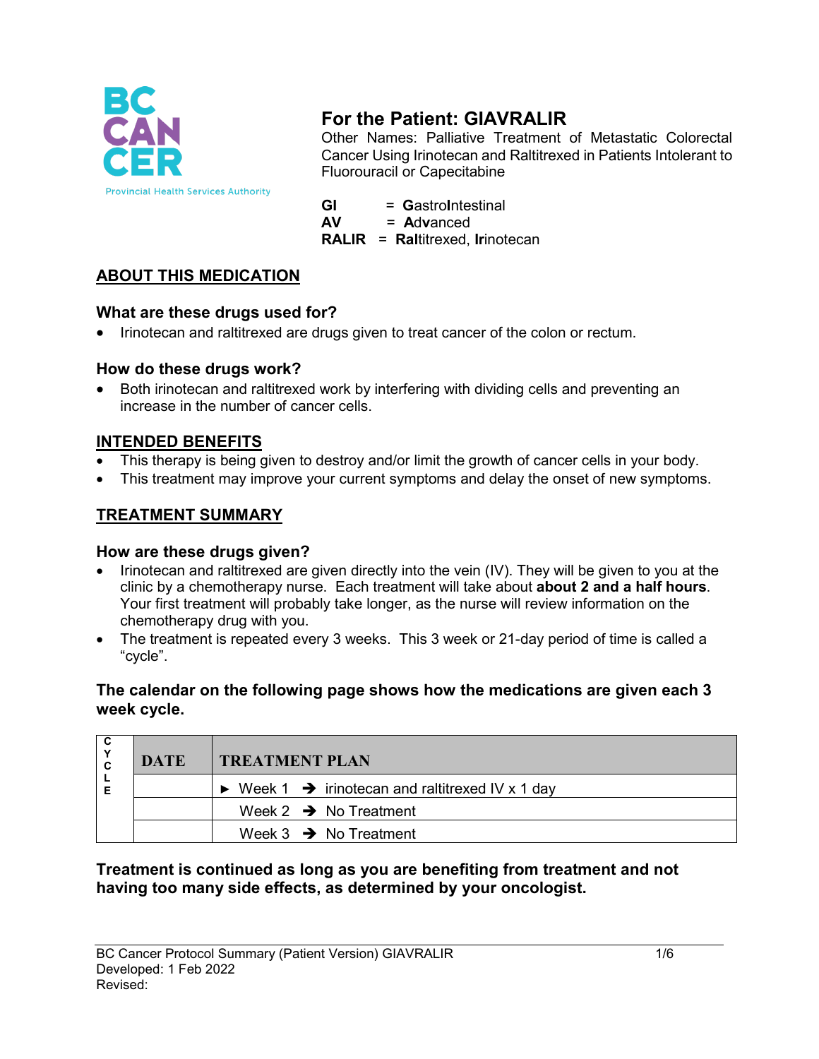# For the Patient: GIAVRALIR

Other Names: Palliative Treatment of Metastatic Colorectal Cancer Using Irinotecan and Raltitrexed in Patients Intolerant to Fluorouracil or Capecitabine

**GI** = **G**astro**I**ntestinal
**AV** = **A**d**v**anced
**RALIR** = **Ral**titrexed, **Ir**inotecan

## ABOUT THIS MEDICATION

### What are these drugs used for?

- Irinotecan and raltitrexed are drugs given to treat cancer of the colon or rectum.

### How do these drugs work?

- Both irinotecan and raltitrexed work by interfering with dividing cells and preventing an increase in the number of cancer cells.

## INTENDED BENEFITS

- This therapy is being given to destroy and/or limit the growth of cancer cells in your body.
- This treatment may improve your current symptoms and delay the onset of new symptoms.

## TREATMENT SUMMARY

### How are these drugs given?

- Irinotecan and raltitrexed are given directly into the vein (IV). They will be given to you at the clinic by a chemotherapy nurse. Each treatment will take about **about 2 and a half hours**. Your first treatment will probably take longer, as the nurse will review information on the chemotherapy drug with you.
- The treatment is repeated every 3 weeks. This 3 week or 21-day period of time is called a "cycle".

**The calendar on the following page shows how the medications are given each 3 week cycle.**

| CYCLE | DATE | TREATMENT PLAN |
|---|---|---|
| | | ► Week 1 ➔ irinotecan and raltitrexed IV x 1 day |
| | | Week 2 ➔ No Treatment |
| | | Week 3 ➔ No Treatment |

**Treatment is continued as long as you are benefiting from treatment and not having too many side effects, as determined by your oncologist.**

BC Cancer Protocol Summary (Patient Version) GIAVRALIR
Developed: 1 Feb 2022
Revised: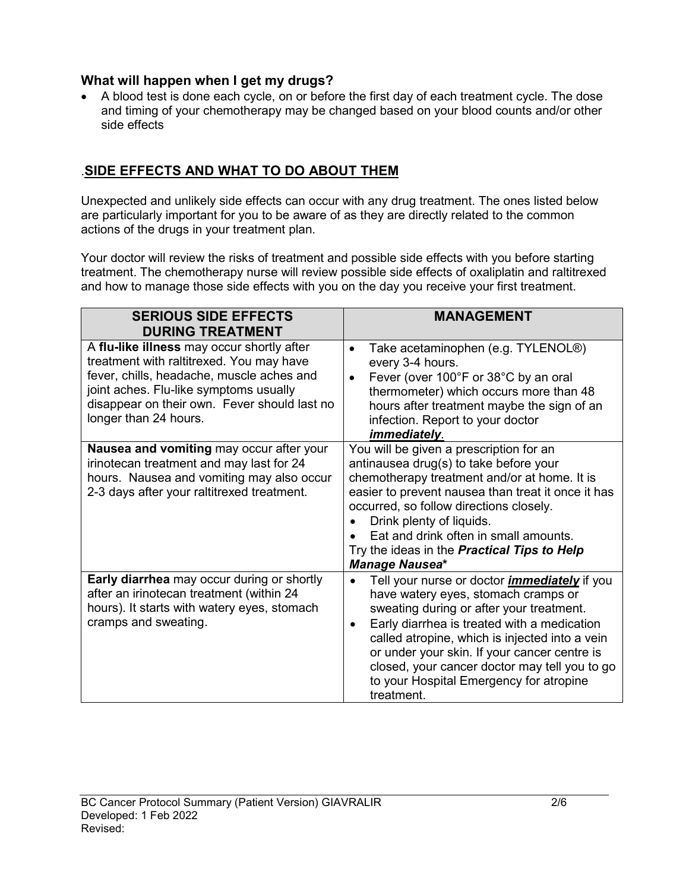### What will happen when I get my drugs?

- A blood test is done each cycle, on or before the first day of each treatment cycle. The dose and timing of your chemotherapy may be changed based on your blood counts and/or other side effects

## .SIDE EFFECTS AND WHAT TO DO ABOUT THEM

Unexpected and unlikely side effects can occur with any drug treatment. The ones listed below are particularly important for you to be aware of as they are directly related to the common actions of the drugs in your treatment plan.

Your doctor will review the risks of treatment and possible side effects with you before starting treatment. The chemotherapy nurse will review possible side effects of oxaliplatin and raltitrexed and how to manage those side effects with you on the day you receive your first treatment.

| SERIOUS SIDE EFFECTS DURING TREATMENT | MANAGEMENT |
|---|---|
| A **flu-like illness** may occur shortly after treatment with raltitrexed. You may have fever, chills, headache, muscle aches and joint aches. Flu-like symptoms usually disappear on their own. Fever should last no longer than 24 hours. | • Take acetaminophen (e.g. TYLENOL®) every 3-4 hours.<br>• Fever (over 100°F or 38°C by an oral thermometer) which occurs more than 48 hours after treatment maybe the sign of an infection. Report to your doctor ***immediately***. |
| **Nausea and vomiting** may occur after your irinotecan treatment and may last for 24 hours. Nausea and vomiting may also occur 2-3 days after your raltitrexed treatment. | You will be given a prescription for an antinausea drug(s) to take before your chemotherapy treatment and/or at home. It is easier to prevent nausea than treat it once it has occurred, so follow directions closely.<br>• Drink plenty of liquids.<br>• Eat and drink often in small amounts.<br>Try the ideas in the ***Practical Tips to Help Manage Nausea**** |
| **Early diarrhea** may occur during or shortly after an irinotecan treatment (within 24 hours). It starts with watery eyes, stomach cramps and sweating. | • Tell your nurse or doctor ***immediately*** if you have watery eyes, stomach cramps or sweating during or after your treatment.<br>• Early diarrhea is treated with a medication called atropine, which is injected into a vein or under your skin. If your cancer centre is closed, your cancer doctor may tell you to go to your Hospital Emergency for atropine treatment. |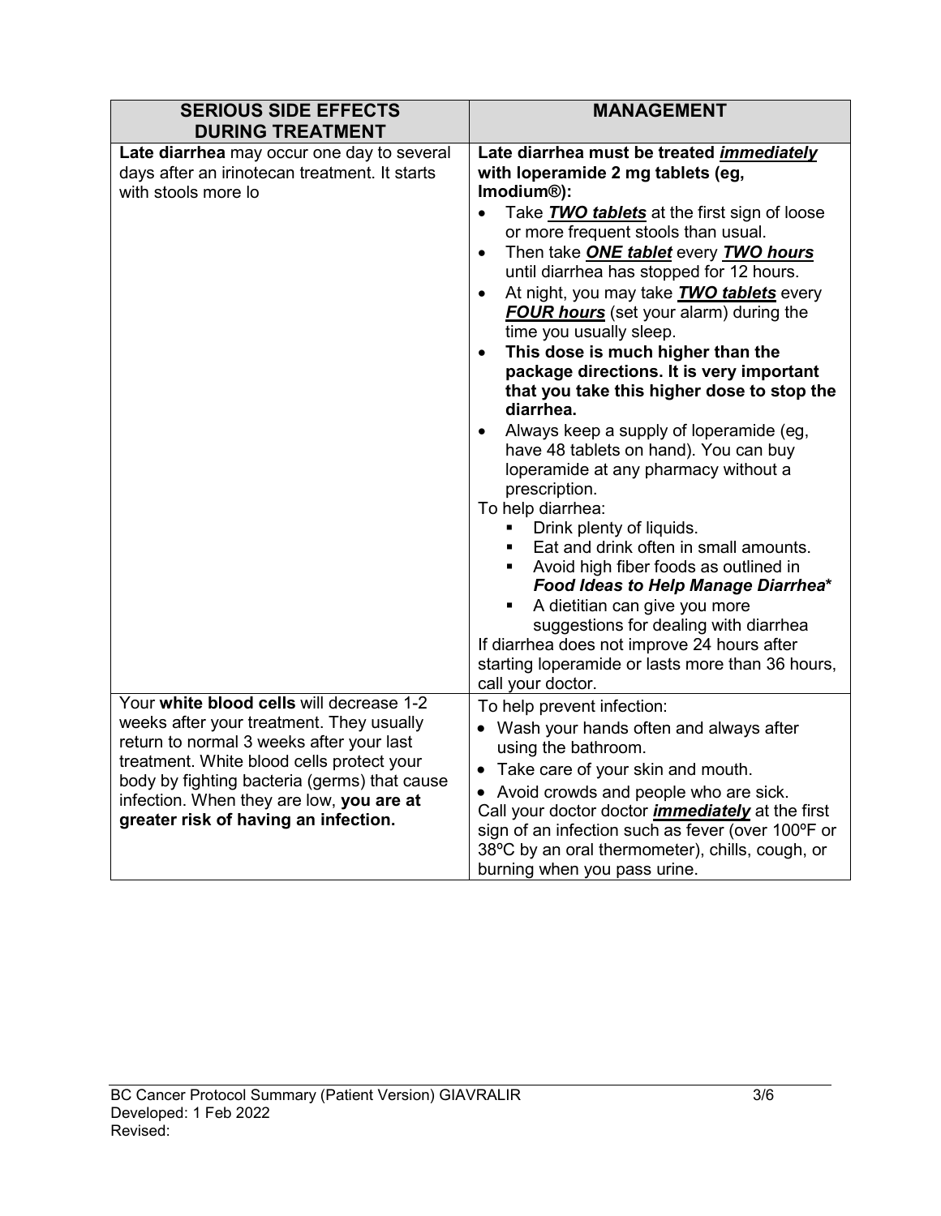| SERIOUS SIDE EFFECTS DURING TREATMENT | MANAGEMENT |
|---|---|
| **Late diarrhea** may occur one day to several days after an irinotecan treatment. It starts with stools more lo | **Late diarrhea must be treated *immediately* with loperamide 2 mg tablets (eg, Imodium®):**<br>• Take ***TWO tablets*** at the first sign of loose or more frequent stools than usual.<br>• Then take ***ONE tablet*** every ***TWO hours*** until diarrhea has stopped for 12 hours.<br>• At night, you may take ***TWO tablets*** every ***FOUR hours*** (set your alarm) during the time you usually sleep.<br>• **This dose is much higher than the package directions. It is very important that you take this higher dose to stop the diarrhea.**<br>• Always keep a supply of loperamide (eg, have 48 tablets on hand). You can buy loperamide at any pharmacy without a prescription.<br>To help diarrhea:<br>▪ Drink plenty of liquids.<br>▪ Eat and drink often in small amounts.<br>▪ Avoid high fiber foods as outlined in ***Food Ideas to Help Manage Diarrhea****<br>▪ A dietitian can give you more suggestions for dealing with diarrhea<br>If diarrhea does not improve 24 hours after starting loperamide or lasts more than 36 hours, call your doctor. |
| Your **white blood cells** will decrease 1-2 weeks after your treatment. They usually return to normal 3 weeks after your last treatment. White blood cells protect your body by fighting bacteria (germs) that cause infection. When they are low, **you are at greater risk of having an infection.** | To help prevent infection:<br>• Wash your hands often and always after using the bathroom.<br>• Take care of your skin and mouth.<br>• Avoid crowds and people who are sick.<br>Call your doctor doctor ***immediately*** at the first sign of an infection such as fever (over 100ºF or 38ºC by an oral thermometer), chills, cough, or burning when you pass urine. |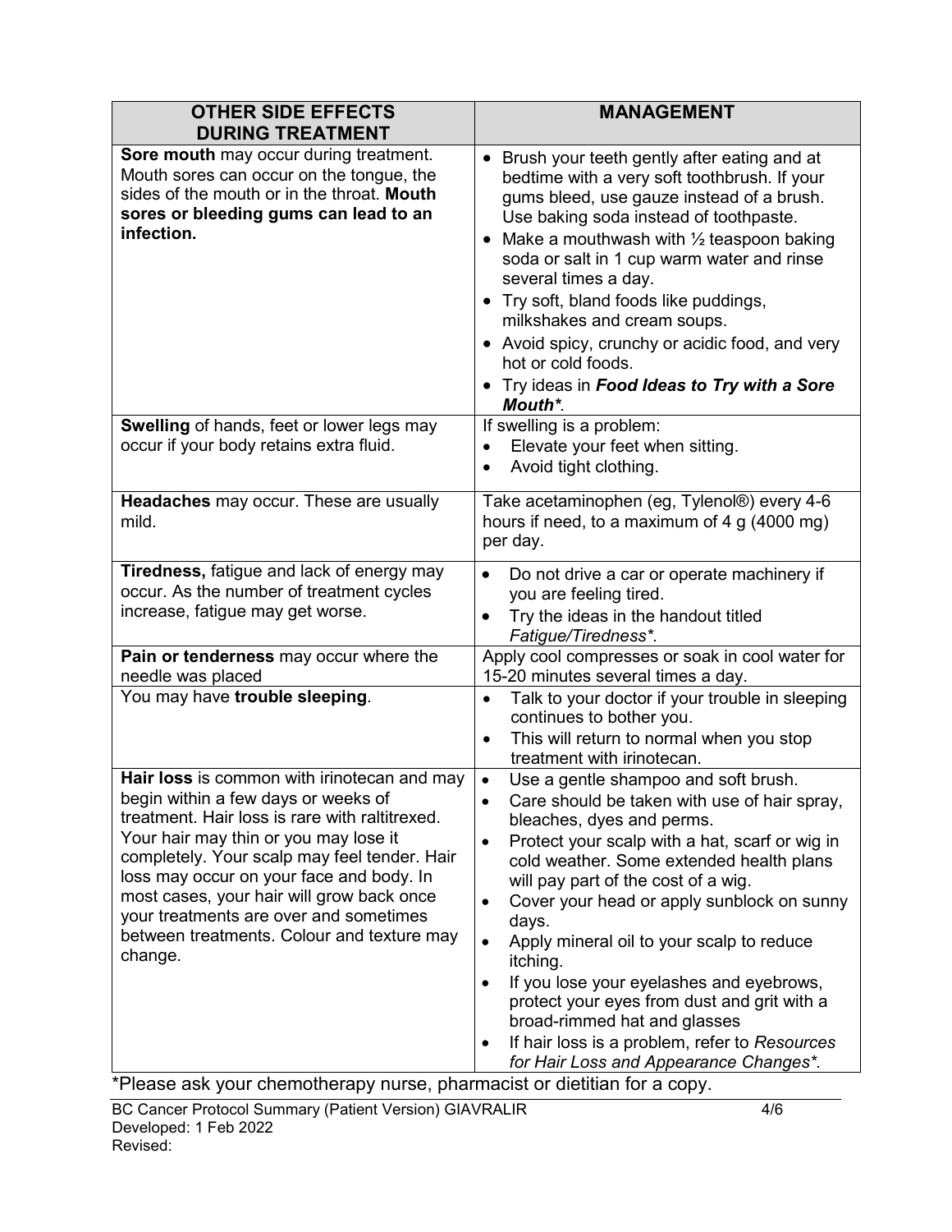| OTHER SIDE EFFECTS DURING TREATMENT | MANAGEMENT |
|---|---|
| **Sore mouth** may occur during treatment. Mouth sores can occur on the tongue, the sides of the mouth or in the throat. **Mouth sores or bleeding gums can lead to an infection.** | • Brush your teeth gently after eating and at bedtime with a very soft toothbrush. If your gums bleed, use gauze instead of a brush. Use baking soda instead of toothpaste.<br>• Make a mouthwash with ½ teaspoon baking soda or salt in 1 cup warm water and rinse several times a day.<br>• Try soft, bland foods like puddings, milkshakes and cream soups.<br>• Avoid spicy, crunchy or acidic food, and very hot or cold foods.<br>• Try ideas in ***Food Ideas to Try with a Sore Mouth****. |
| **Swelling** of hands, feet or lower legs may occur if your body retains extra fluid. | If swelling is a problem:<br>• Elevate your feet when sitting.<br>• Avoid tight clothing. |
| **Headaches** may occur. These are usually mild. | Take acetaminophen (eg, Tylenol®) every 4-6 hours if need, to a maximum of 4 g (4000 mg) per day. |
| **Tiredness,** fatigue and lack of energy may occur. As the number of treatment cycles increase, fatigue may get worse. | • Do not drive a car or operate machinery if you are feeling tired.<br>• Try the ideas in the handout titled *Fatigue/Tiredness**. |
| **Pain or tenderness** may occur where the needle was placed | Apply cool compresses or soak in cool water for 15-20 minutes several times a day. |
| You may have **trouble sleeping**. | • Talk to your doctor if your trouble in sleeping continues to bother you.<br>• This will return to normal when you stop treatment with irinotecan. |
| **Hair loss** is common with irinotecan and may begin within a few days or weeks of treatment. Hair loss is rare with raltitrexed. Your hair may thin or you may lose it completely. Your scalp may feel tender. Hair loss may occur on your face and body. In most cases, your hair will grow back once your treatments are over and sometimes between treatments. Colour and texture may change. | • Use a gentle shampoo and soft brush.<br>• Care should be taken with use of hair spray, bleaches, dyes and perms.<br>• Protect your scalp with a hat, scarf or wig in cold weather. Some extended health plans will pay part of the cost of a wig.<br>• Cover your head or apply sunblock on sunny days.<br>• Apply mineral oil to your scalp to reduce itching.<br>• If you lose your eyelashes and eyebrows, protect your eyes from dust and grit with a broad-rimmed hat and glasses<br>• If hair loss is a problem, refer to *Resources for Hair Loss and Appearance Changes**. |

*Please ask your chemotherapy nurse, pharmacist or dietitian for a copy.

BC Cancer Protocol Summary (Patient Version) GIAVRALIR
Developed: 1 Feb 2022
Revised: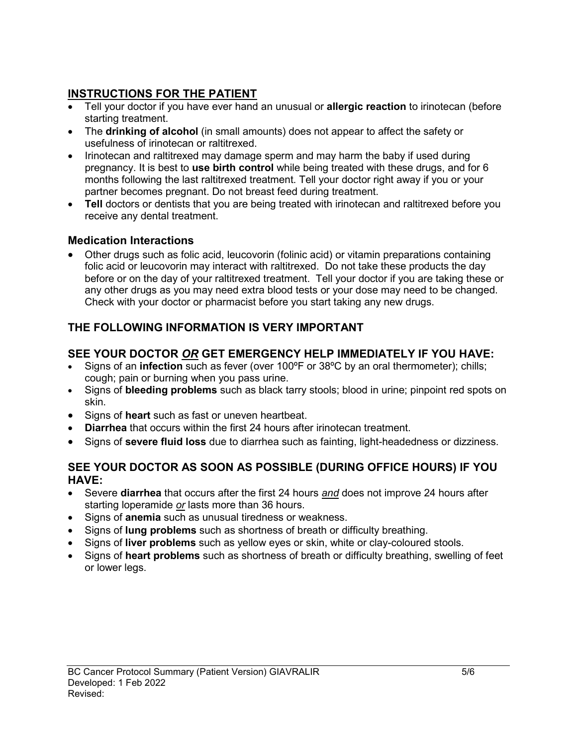## INSTRUCTIONS FOR THE PATIENT

- Tell your doctor if you have ever hand an unusual or **allergic reaction** to irinotecan (before starting treatment.
- The **drinking of alcohol** (in small amounts) does not appear to affect the safety or usefulness of irinotecan or raltitrexed.
- Irinotecan and raltitrexed may damage sperm and may harm the baby if used during pregnancy. It is best to **use birth control** while being treated with these drugs, and for 6 months following the last raltitrexed treatment. Tell your doctor right away if you or your partner becomes pregnant. Do not breast feed during treatment.
- **Tell** doctors or dentists that you are being treated with irinotecan and raltitrexed before you receive any dental treatment.

### Medication Interactions

- Other drugs such as folic acid, leucovorin (folinic acid) or vitamin preparations containing folic acid or leucovorin may interact with raltitrexed. Do not take these products the day before or on the day of your raltitrexed treatment. Tell your doctor if you are taking these or any other drugs as you may need extra blood tests or your dose may need to be changed. Check with your doctor or pharmacist before you start taking any new drugs.

## THE FOLLOWING INFORMATION IS VERY IMPORTANT

### SEE YOUR DOCTOR *OR* GET EMERGENCY HELP IMMEDIATELY IF YOU HAVE:

- Signs of an **infection** such as fever (over 100ºF or 38ºC by an oral thermometer); chills; cough; pain or burning when you pass urine.
- Signs of **bleeding problems** such as black tarry stools; blood in urine; pinpoint red spots on skin.
- Signs of **heart** such as fast or uneven heartbeat.
- **Diarrhea** that occurs within the first 24 hours after irinotecan treatment.
- Signs of **severe fluid loss** due to diarrhea such as fainting, light-headedness or dizziness.

### SEE YOUR DOCTOR AS SOON AS POSSIBLE (DURING OFFICE HOURS) IF YOU HAVE:

- Severe **diarrhea** that occurs after the first 24 hours *and* does not improve 24 hours after starting loperamide *or* lasts more than 36 hours.
- Signs of **anemia** such as unusual tiredness or weakness.
- Signs of **lung problems** such as shortness of breath or difficulty breathing.
- Signs of **liver problems** such as yellow eyes or skin, white or clay-coloured stools.
- Signs of **heart problems** such as shortness of breath or difficulty breathing, swelling of feet or lower legs.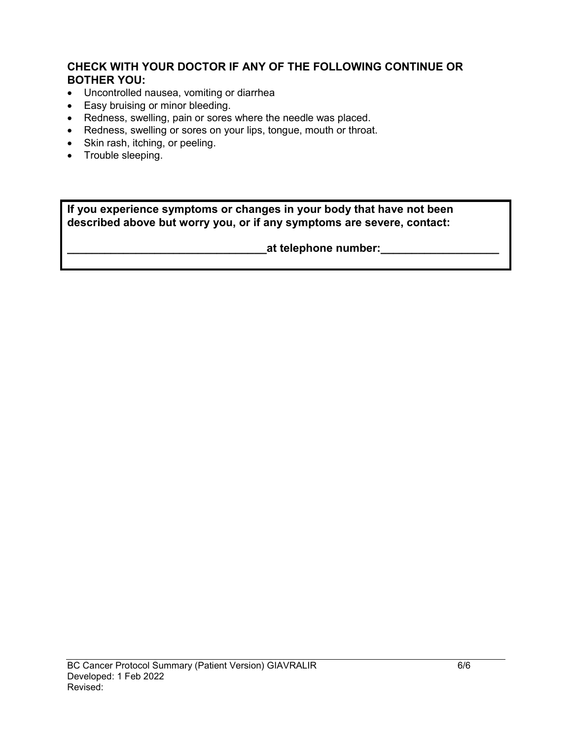**CHECK WITH YOUR DOCTOR IF ANY OF THE FOLLOWING CONTINUE OR BOTHER YOU:**

- Uncontrolled nausea, vomiting or diarrhea
- Easy bruising or minor bleeding.
- Redness, swelling, pain or sores where the needle was placed.
- Redness, swelling or sores on your lips, tongue, mouth or throat.
- Skin rash, itching, or peeling.
- Trouble sleeping.

**If you experience symptoms or changes in your body that have not been described above but worry you, or if any symptoms are severe, contact:**

**________________________________at telephone number:___________________**